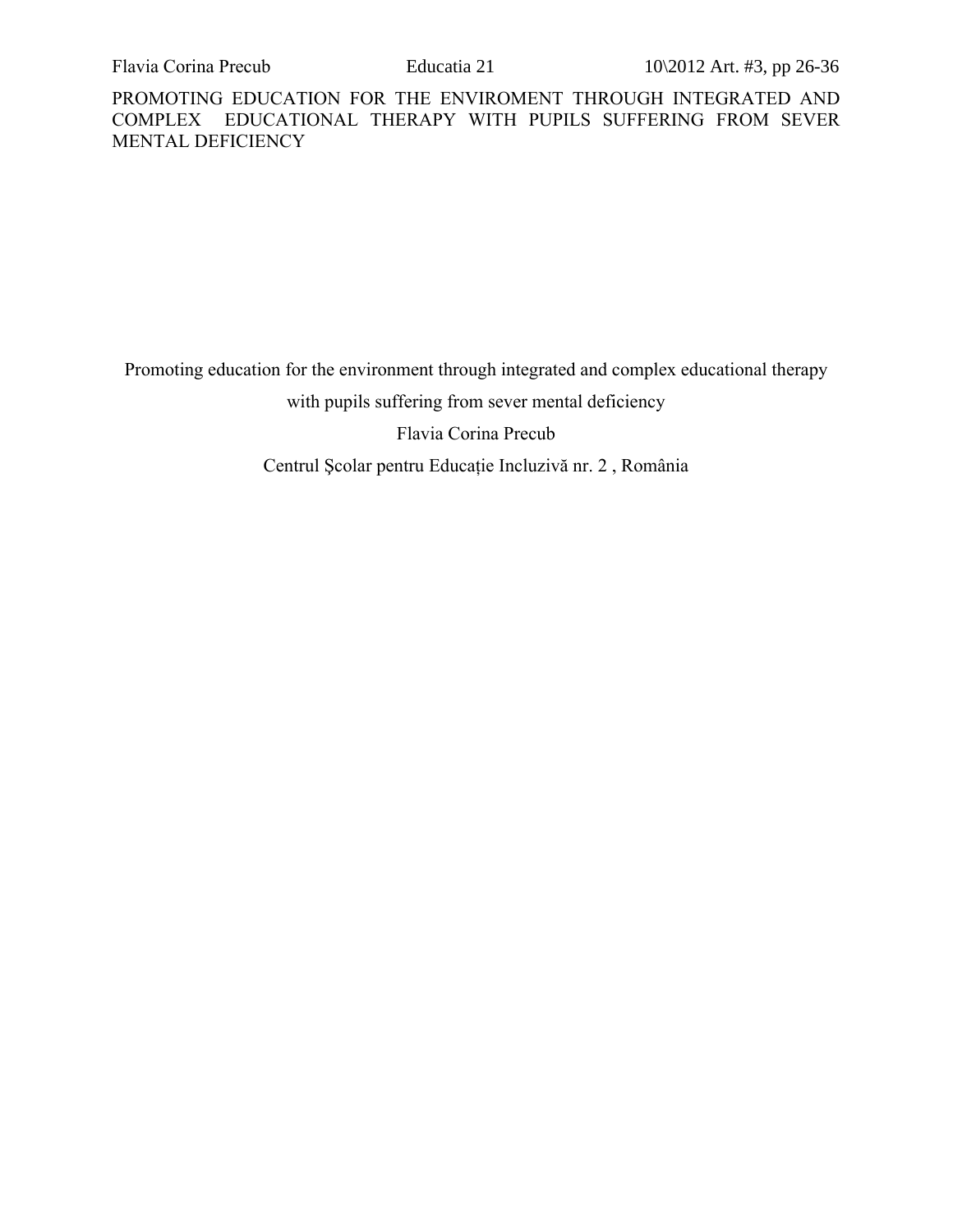Promoting education for the environment through integrated and complex educational therapy with pupils suffering from sever mental deficiency

Flavia Corina Precub

Centrul Şcolar pentru Educație Incluzivă nr. 2 , România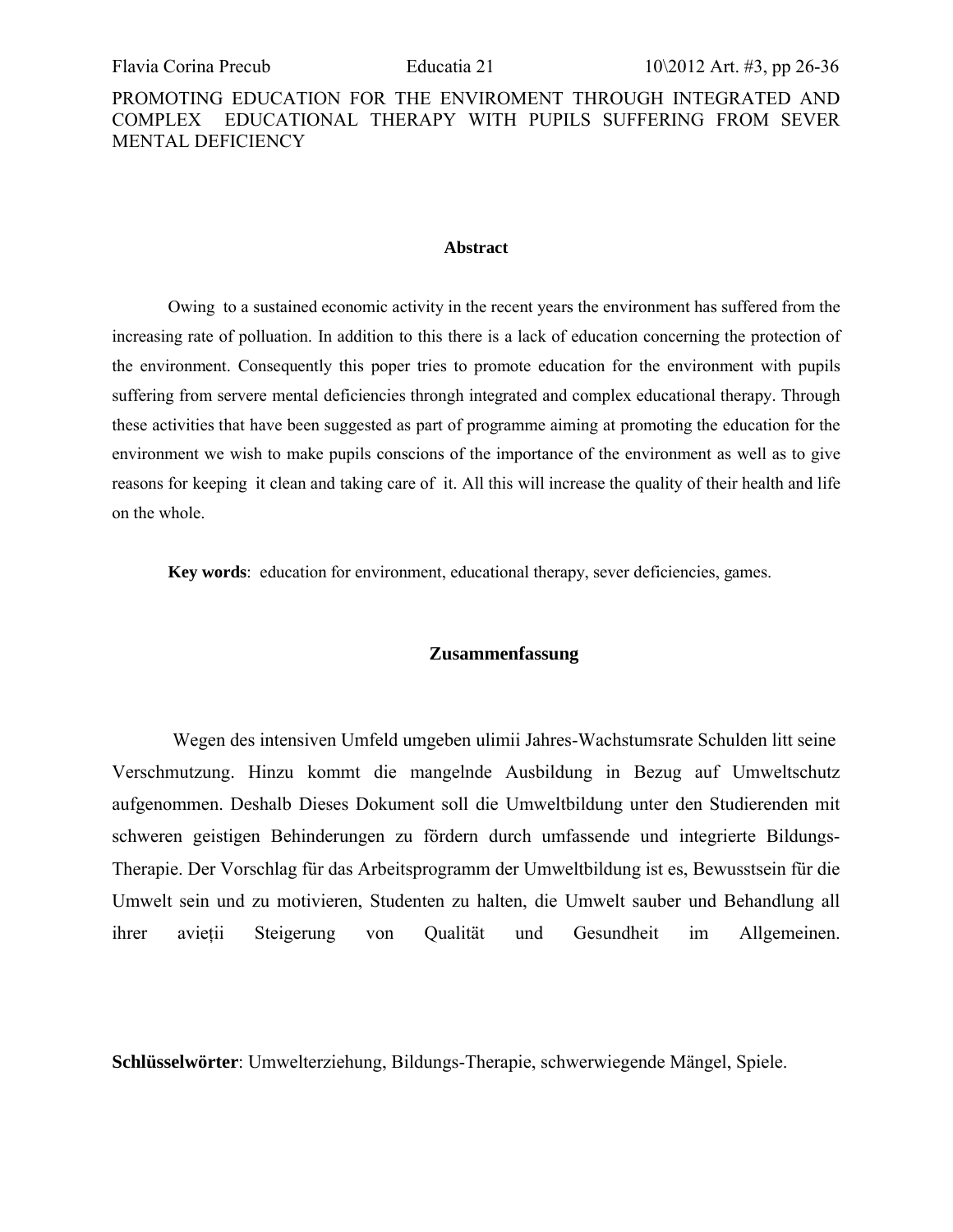PROMOTING EDUCATION FOR THE ENVIROMENT THROUGH INTEGRATED AND COMPLEX EDUCATIONAL THERAPY WITH PUPILS SUFFERING FROM SEVER MENTAL DEFICIENCY

**Abstract**

Owing to a sustained economic activity in the recent years the environment has suffered from the increasing rate of pollution. In addition to this there is a lack of education concerning the protection of the environment. Consequently this poper tries to promote education for the environment with pupils suffering from servere mental deficiencies throngh integrated and complex educational therapy. Through these activities that have been suggested as part of programme aiming at promoting the education for the environment we wish to make pupils conscions of the importance of the environment as well as to give reasons for keeping it clean and taking care of it. All this will increase the quality of their health and life on the whole.

**Key words**: education for environment, educational therapy, sever deficiencies, games.

**Zusammenfassung**

Wegen des intensiven Umfeld umgeben ulimii Jahres-Wachstumsrate Schulden litt seine Verschmutzung. Hinzu kommt die mangelnde Ausbildung in Bezug auf Umweltschutz aufgenommen. Deshalb Dieses Dokument soll die Umweltbildung unter den Studierenden mit schweren geistigen Behinderungen zu fördern durch umfassende und integrierte Bildungs-Therapie. Der Vorschlag für das Arbeitsprogramm der Umweltbildung ist es, Bewusstsein für die Umwelt sein und zu motivieren, Studenten zu halten, die Umwelt sauber und Behandlung all ihrer avieții Steigerung von Qualität und Gesundheit im Allgemeinen.

**Schlüsselwörter**: Umwelterziehung, Bildungs-Therapie, schwerwiegende Mängel, Spiele.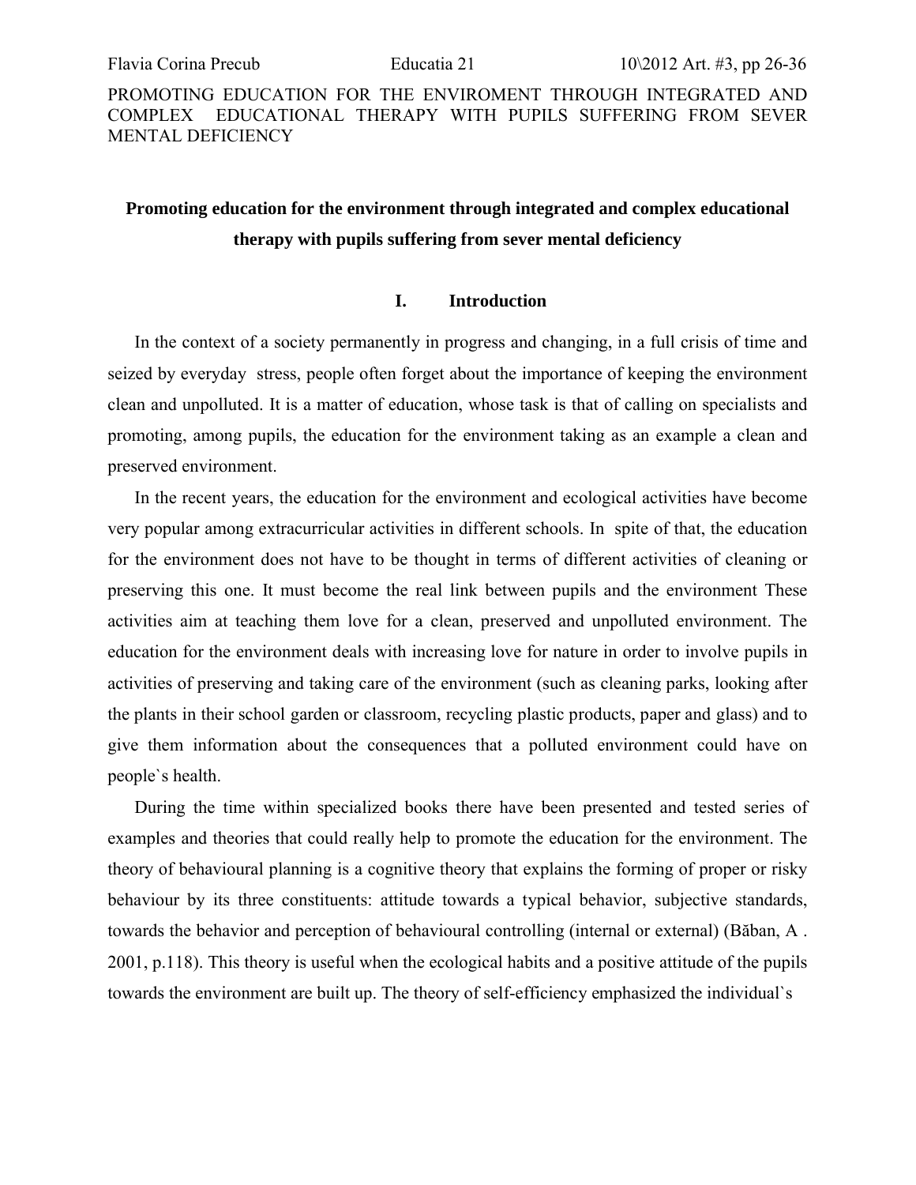# Promoting education for the environment through integrated and complex educational therapy with pupils suffering from sever mental deficiency

## I. Introduction

In the context of a society permanently in progress and changing, in a full crisis of time and seized by everyday stress, people often forget about the importance of keeping the environment clean and unpolluted. It is a matter of education, whose task is that of calling on specialists and promoting, among pupils, the education for the environment taking as an example a clean and preserved environment.

In the recent years, the education for the environment and ecological activities have become very popular among extracurricular activities in different schools. In spite of that, the education for the environment does not have to be thought in terms of different activities of cleaning or preserving this one. It must become the real link between pupils and the environment These activities aim at teaching them love for a clean, preserved and unpolluted environment. The education for the environment deals with increasing love for nature in order to involve pupils in activities of preserving and taking care of the environment (such as cleaning parks, looking after the plants in their school garden or classroom, recycling plastic products, paper and glass) and to give them information about the consequences that a polluted environment could have on people`s health.

During the time within specialized books there have been presented and tested series of examples and theories that could really help to promote the education for the environment. The theory of behavioural planning is a cognitive theory that explains the forming of proper or risky behaviour by its three constituents: attitude towards a typical behavior, subjective standards, towards the behavior and perception of behavioural controlling (internal or external) (Băban, A . 2001, p.118). This theory is useful when the ecological habits and a positive attitude of the pupils towards the environment are built up. The theory of self-efficiency emphasized the individual`s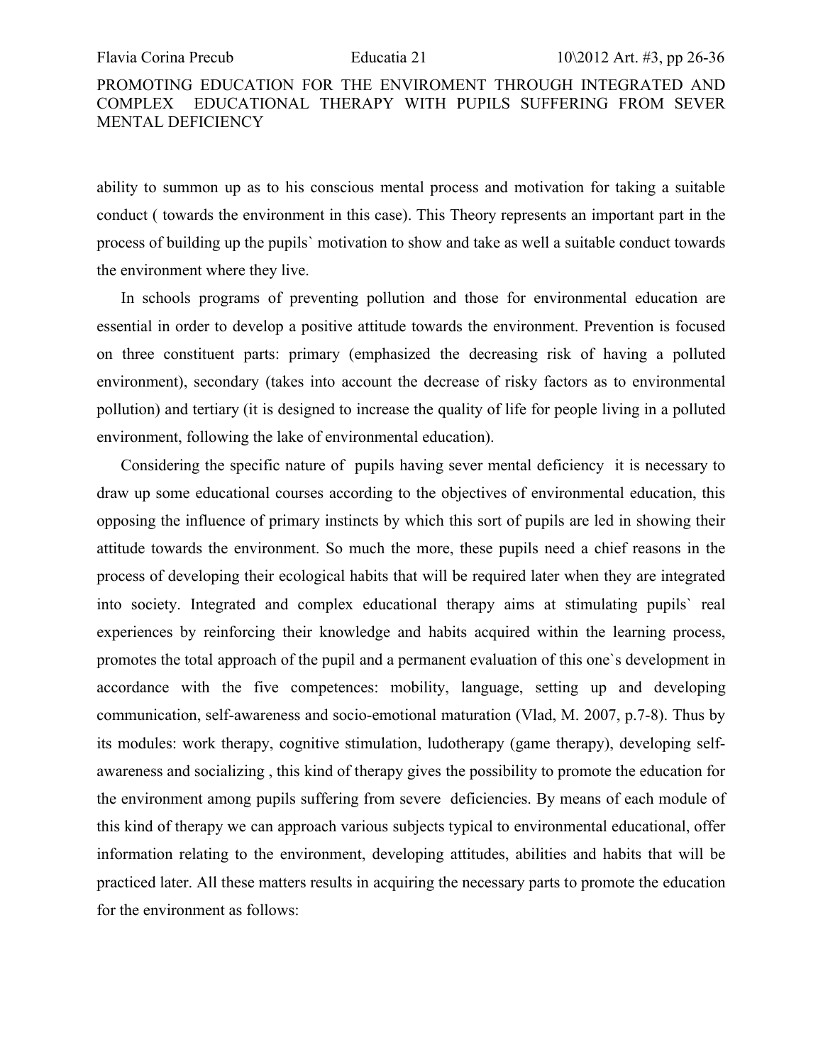ability to summon up as to his conscious mental process and motivation for taking a suitable conduct ( towards the environment in this case). This Theory represents an important part in the process of building up the pupils` motivation to show and take as well a suitable conduct towards the environment where they live.

In schools programs of preventing pollution and those for environmental education are essential in order to develop a positive attitude towards the environment. Prevention is focused on three constituent parts: primary (emphasized the decreasing risk of having a polluted environment), secondary (takes into account the decrease of risky factors as to environmental pollution) and tertiary (it is designed to increase the quality of life for people living in a polluted environment, following the lake of environmental education).

Considering the specific nature of pupils having sever mental deficiency it is necessary to draw up some educational courses according to the objectives of environmental education, this opposing the influence of primary instincts by which this sort of pupils are led in showing their attitude towards the environment. So much the more, these pupils need a chief reasons in the process of developing their ecological habits that will be required later when they are integrated into society. Integrated and complex educational therapy aims at stimulating pupils` real experiences by reinforcing their knowledge and habits acquired within the learning process, promotes the total approach of the pupil and a permanent evaluation of this one`s development in accordance with the five competences: mobility, language, setting up and developing communication, self-awareness and socio-emotional maturation (Vlad, M. 2007, p.7-8). Thus by its modules: work therapy, cognitive stimulation, ludotherapy (game therapy), developing self-awareness and socializing , this kind of therapy gives the possibility to promote the education for the environment among pupils suffering from severe deficiencies. By means of each module of this kind of therapy we can approach various subjects typical to environmental educational, offer information relating to the environment, developing attitudes, abilities and habits that will be practiced later. All these matters results in acquiring the necessary parts to promote the education for the environment as follows: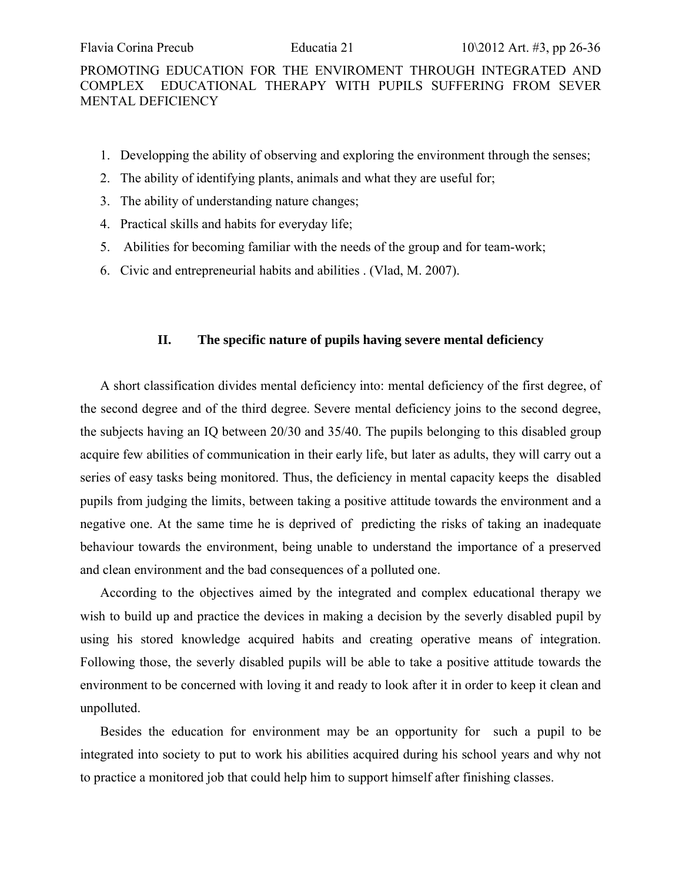1. Developping the ability of observing and exploring the environment through the senses;
2. The ability of identifying plants, animals and what they are useful for;
3. The ability of understanding nature changes;
4. Practical skills and habits for everyday life;
5. Abilities for becoming familiar with the needs of the group and for team-work;
6. Civic and entrepreneurial habits and abilities . (Vlad, M. 2007).

## II. The specific nature of pupils having severe mental deficiency

A short classification divides mental deficiency into: mental deficiency of the first degree, of the second degree and of the third degree. Severe mental deficiency joins to the second degree, the subjects having an IQ between 20/30 and 35/40. The pupils belonging to this disabled group acquire few abilities of communication in their early life, but later as adults, they will carry out a series of easy tasks being monitored. Thus, the deficiency in mental capacity keeps the disabled pupils from judging the limits, between taking a positive attitude towards the environment and a negative one. At the same time he is deprived of predicting the risks of taking an inadequate behaviour towards the environment, being unable to understand the importance of a preserved and clean environment and the bad consequences of a polluted one.

According to the objectives aimed by the integrated and complex educational therapy we wish to build up and practice the devices in making a decision by the severly disabled pupil by using his stored knowledge acquired habits and creating operative means of integration. Following those, the severly disabled pupils will be able to take a positive attitude towards the environment to be concerned with loving it and ready to look after it in order to keep it clean and unpolluted.

Besides the education for environment may be an opportunity for such a pupil to be integrated into society to put to work his abilities acquired during his school years and why not to practice a monitored job that could help him to support himself after finishing classes.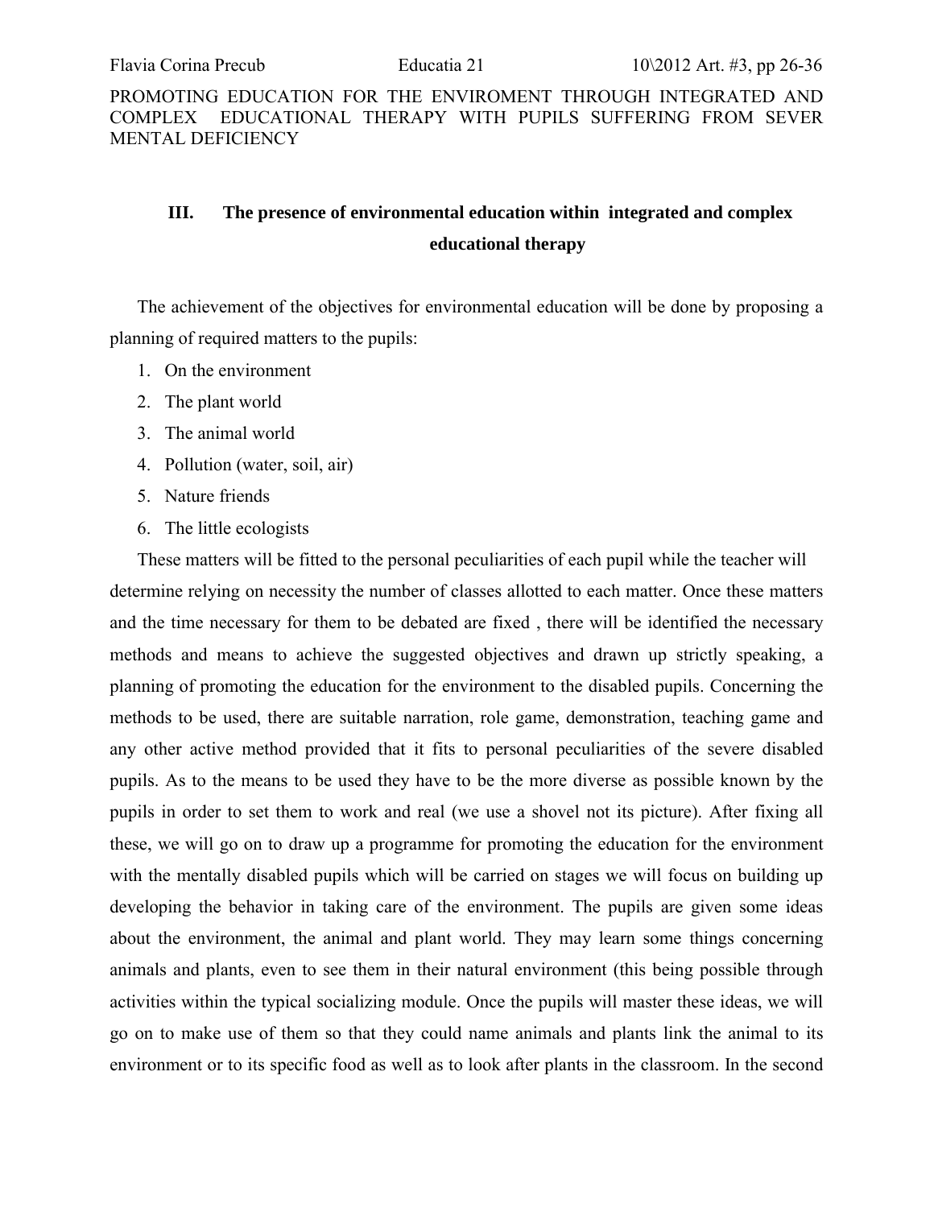## III. The presence of environmental education within integrated and complex educational therapy

The achievement of the objectives for environmental education will be done by proposing a planning of required matters to the pupils:

1. On the environment
2. The plant world
3. The animal world
4. Pollution (water, soil, air)
5. Nature friends
6. The little ecologists

These matters will be fitted to the personal peculiarities of each pupil while the teacher will determine relying on necessity the number of classes allotted to each matter. Once these matters and the time necessary for them to be debated are fixed , there will be identified the necessary methods and means to achieve the suggested objectives and drawn up strictly speaking, a planning of promoting the education for the environment to the disabled pupils. Concerning the methods to be used, there are suitable narration, role game, demonstration, teaching game and any other active method provided that it fits to personal peculiarities of the severe disabled pupils. As to the means to be used they have to be the more diverse as possible known by the pupils in order to set them to work and real (we use a shovel not its picture). After fixing all these, we will go on to draw up a programme for promoting the education for the environment with the mentally disabled pupils which will be carried on stages we will focus on building up developing the behavior in taking care of the environment. The pupils are given some ideas about the environment, the animal and plant world. They may learn some things concerning animals and plants, even to see them in their natural environment (this being possible through activities within the typical socializing module. Once the pupils will master these ideas, we will go on to make use of them so that they could name animals and plants link the animal to its environment or to its specific food as well as to look after plants in the classroom. In the second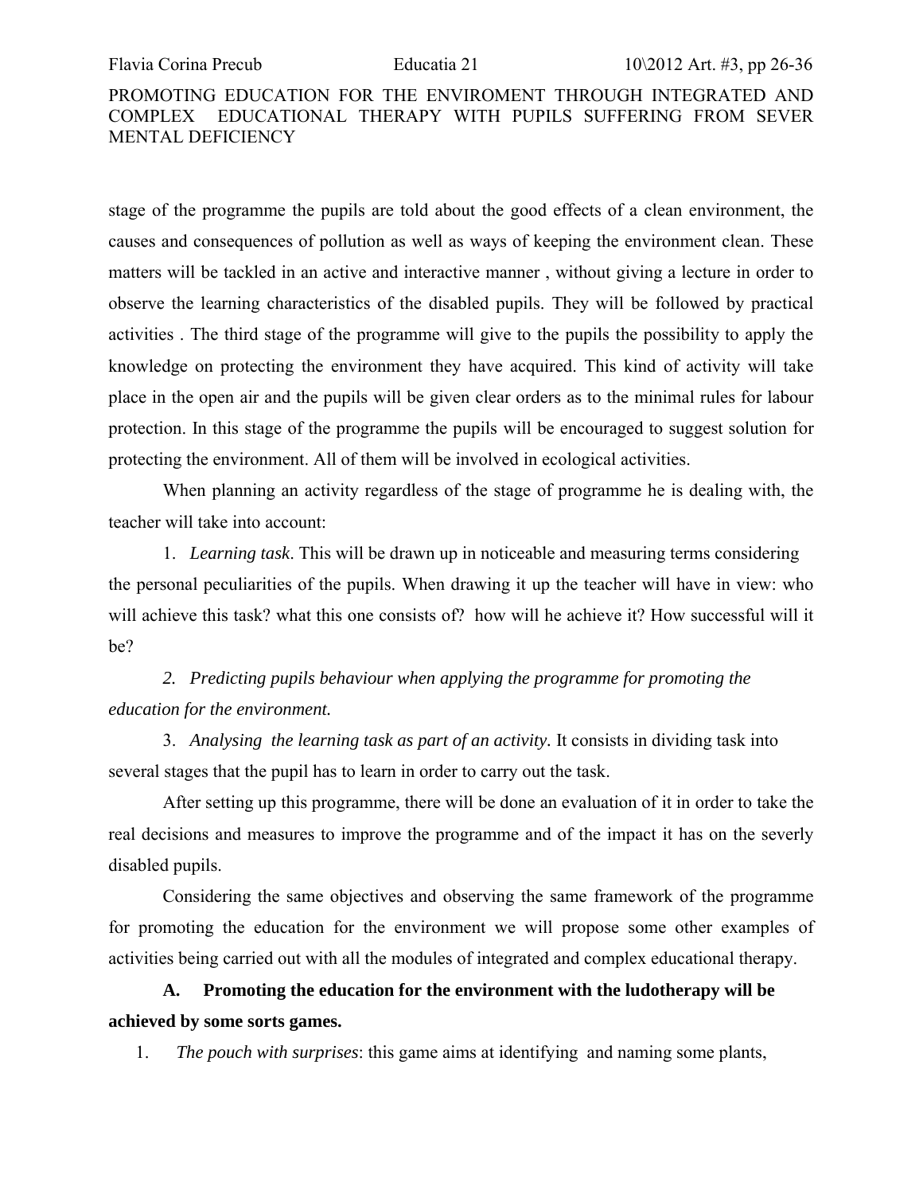stage of the programme the pupils are told about the good effects of a clean environment, the causes and consequences of pollution as well as ways of keeping the environment clean. These matters will be tackled in an active and interactive manner , without giving a lecture in order to observe the learning characteristics of the disabled pupils. They will be followed by practical activities . The third stage of the programme will give to the pupils the possibility to apply the knowledge on protecting the environment they have acquired. This kind of activity will take place in the open air and the pupils will be given clear orders as to the minimal rules for labour protection. In this stage of the programme the pupils will be encouraged to suggest solution for protecting the environment. All of them will be involved in ecological activities.

When planning an activity regardless of the stage of programme he is dealing with, the teacher will take into account:

1. *Learning task*. This will be drawn up in noticeable and measuring terms considering the personal peculiarities of the pupils. When drawing it up the teacher will have in view: who will achieve this task? what this one consists of? how will he achieve it? How successful will it be?

2. *Predicting pupils behaviour when applying the programme for promoting the education for the environment.*

3. *Analysing the learning task as part of an activity.* It consists in dividing task into several stages that the pupil has to learn in order to carry out the task.

After setting up this programme, there will be done an evaluation of it in order to take the real decisions and measures to improve the programme and of the impact it has on the severly disabled pupils.

Considering the same objectives and observing the same framework of the programme for promoting the education for the environment we will propose some other examples of activities being carried out with all the modules of integrated and complex educational therapy.

**A. Promoting the education for the environment with the ludotherapy will be achieved by some sorts games.**

1. *The pouch with surprises*: this game aims at identifying and naming some plants,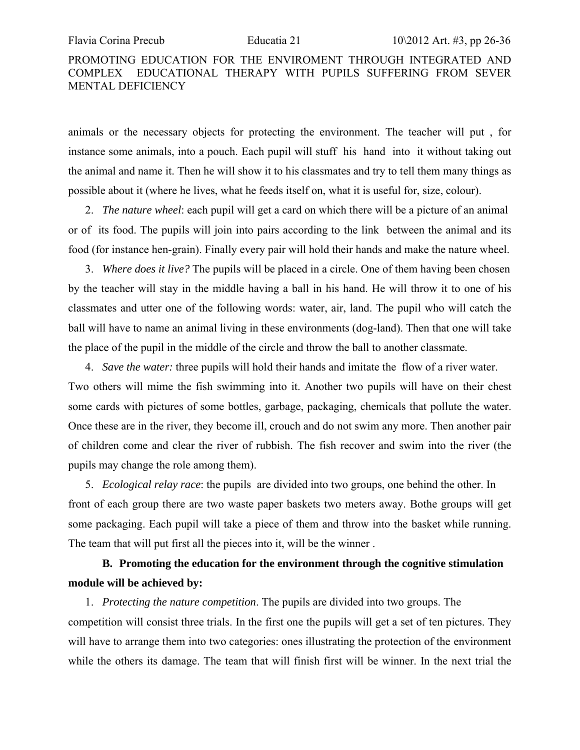animals or the necessary objects for protecting the environment. The teacher will put , for instance some animals, into a pouch. Each pupil will stuff his hand into it without taking out the animal and name it. Then he will show it to his classmates and try to tell them many things as possible about it (where he lives, what he feeds itself on, what it is useful for, size, colour).

2. *The nature wheel*: each pupil will get a card on which there will be a picture of an animal or of its food. The pupils will join into pairs according to the link between the animal and its food (for instance hen-grain). Finally every pair will hold their hands and make the nature wheel.

3. *Where does it live?* The pupils will be placed in a circle. One of them having been chosen by the teacher will stay in the middle having a ball in his hand. He will throw it to one of his classmates and utter one of the following words: water, air, land. The pupil who will catch the ball will have to name an animal living in these environments (dog-land). Then that one will take the place of the pupil in the middle of the circle and throw the ball to another classmate.

4. *Save the water:* three pupils will hold their hands and imitate the flow of a river water. Two others will mime the fish swimming into it. Another two pupils will have on their chest some cards with pictures of some bottles, garbage, packaging, chemicals that pollute the water. Once these are in the river, they become ill, crouch and do not swim any more. Then another pair of children come and clear the river of rubbish. The fish recover and swim into the river (the pupils may change the role among them).

5. *Ecological relay race*: the pupils are divided into two groups, one behind the other. In front of each group there are two waste paper baskets two meters away. Bothe groups will get some packaging. Each pupil will take a piece of them and throw into the basket while running. The team that will put first all the pieces into it, will be the winner .

**B. Promoting the education for the environment through the cognitive stimulation module will be achieved by:**

1. *Protecting the nature competition*. The pupils are divided into two groups. The competition will consist three trials. In the first one the pupils will get a set of ten pictures. They will have to arrange them into two categories: ones illustrating the protection of the environment while the others its damage. The team that will finish first will be winner. In the next trial the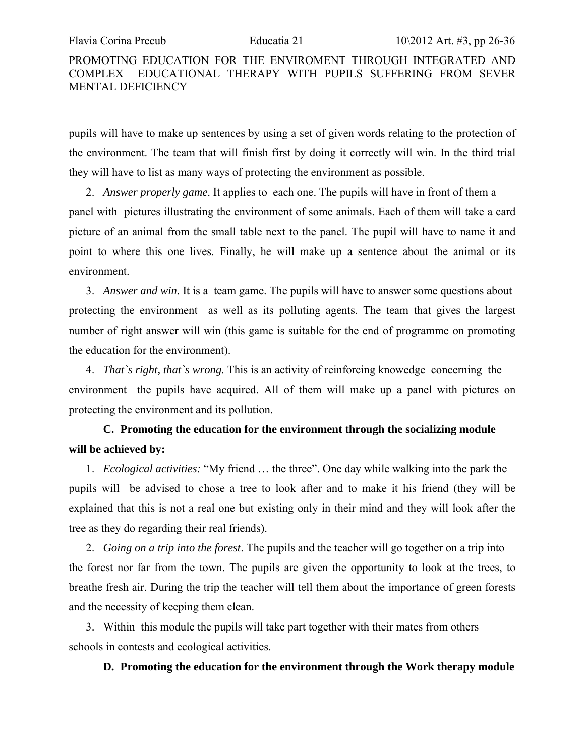pupils will have to make up sentences by using a set of given words relating to the protection of the environment. The team that will finish first by doing it correctly will win. In the third trial they will have to list as many ways of protecting the environment as possible.

2. *Answer properly game*. It applies to each one. The pupils will have in front of them a panel with pictures illustrating the environment of some animals. Each of them will take a card picture of an animal from the small table next to the panel. The pupil will have to name it and point to where this one lives. Finally, he will make up a sentence about the animal or its environment.

3. *Answer and win.* It is a team game. The pupils will have to answer some questions about protecting the environment as well as its polluting agents. The team that gives the largest number of right answer will win (this game is suitable for the end of programme on promoting the education for the environment).

4. *That`s right, that`s wrong.* This is an activity of reinforcing knowedge concerning the environment the pupils have acquired. All of them will make up a panel with pictures on protecting the environment and its pollution.

**C. Promoting the education for the environment through the socializing module will be achieved by:**

1. *Ecological activities:* "My friend … the three". One day while walking into the park the pupils will be advised to chose a tree to look after and to make it his friend (they will be explained that this is not a real one but existing only in their mind and they will look after the tree as they do regarding their real friends).

2. *Going on a trip into the forest*. The pupils and the teacher will go together on a trip into the forest nor far from the town. The pupils are given the opportunity to look at the trees, to breathe fresh air. During the trip the teacher will tell them about the importance of green forests and the necessity of keeping them clean.

3. Within this module the pupils will take part together with their mates from others schools in contests and ecological activities.

**D. Promoting the education for the environment through the Work therapy module**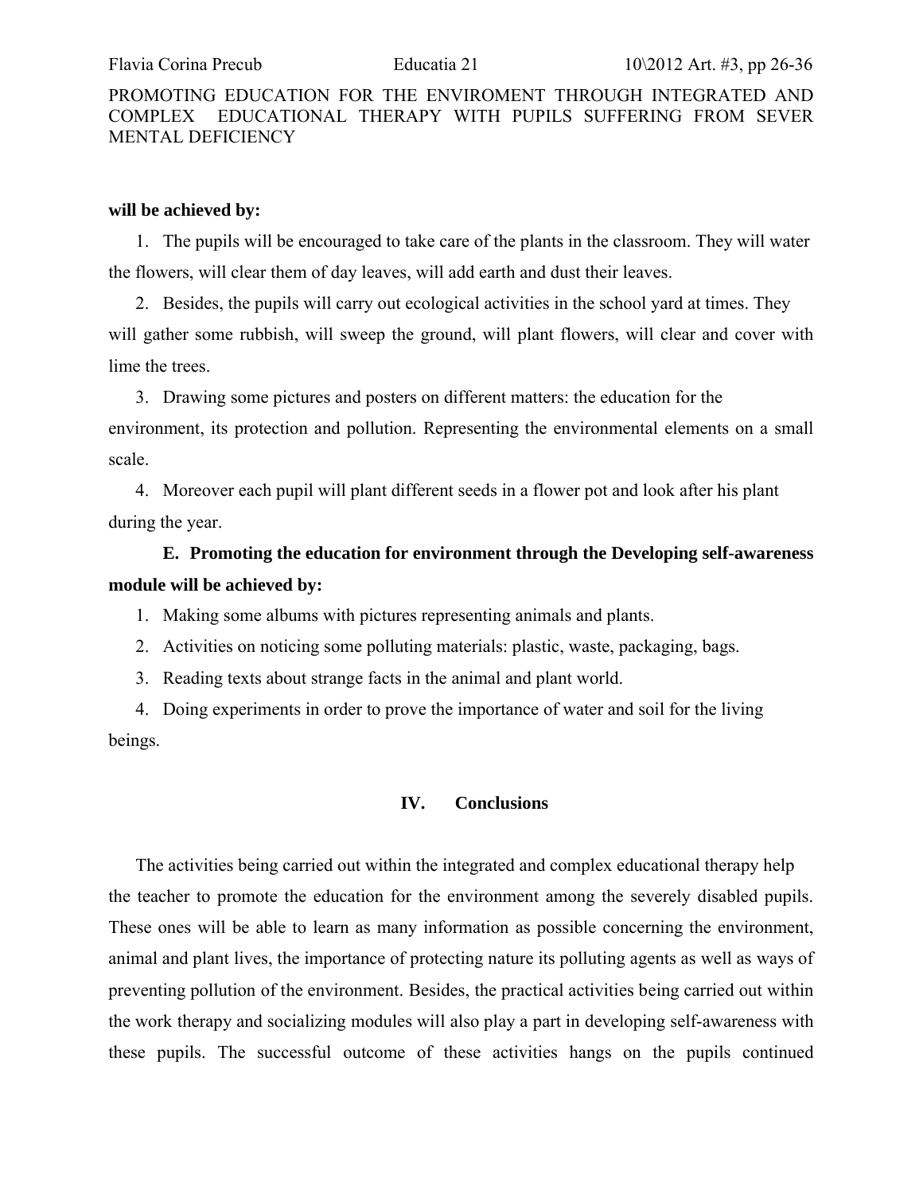**will be achieved by:**

1. The pupils will be encouraged to take care of the plants in the classroom. They will water the flowers, will clear them of day leaves, will add earth and dust their leaves.
2. Besides, the pupils will carry out ecological activities in the school yard at times. They will gather some rubbish, will sweep the ground, will plant flowers, will clear and cover with lime the trees.
3. Drawing some pictures and posters on different matters: the education for the environment, its protection and pollution. Representing the environmental elements on a small scale.
4. Moreover each pupil will plant different seeds in a flower pot and look after his plant during the year.

**E. Promoting the education for environment through the Developing self-awareness module will be achieved by:**

1. Making some albums with pictures representing animals and plants.
2. Activities on noticing some polluting materials: plastic, waste, packaging, bags.
3. Reading texts about strange facts in the animal and plant world.
4. Doing experiments in order to prove the importance of water and soil for the living beings.

## IV. Conclusions

The activities being carried out within the integrated and complex educational therapy help the teacher to promote the education for the environment among the severely disabled pupils. These ones will be able to learn as many information as possible concerning the environment, animal and plant lives, the importance of protecting nature its polluting agents as well as ways of preventing pollution of the environment. Besides, the practical activities being carried out within the work therapy and socializing modules will also play a part in developing self-awareness with these pupils. The successful outcome of these activities hangs on the pupils continued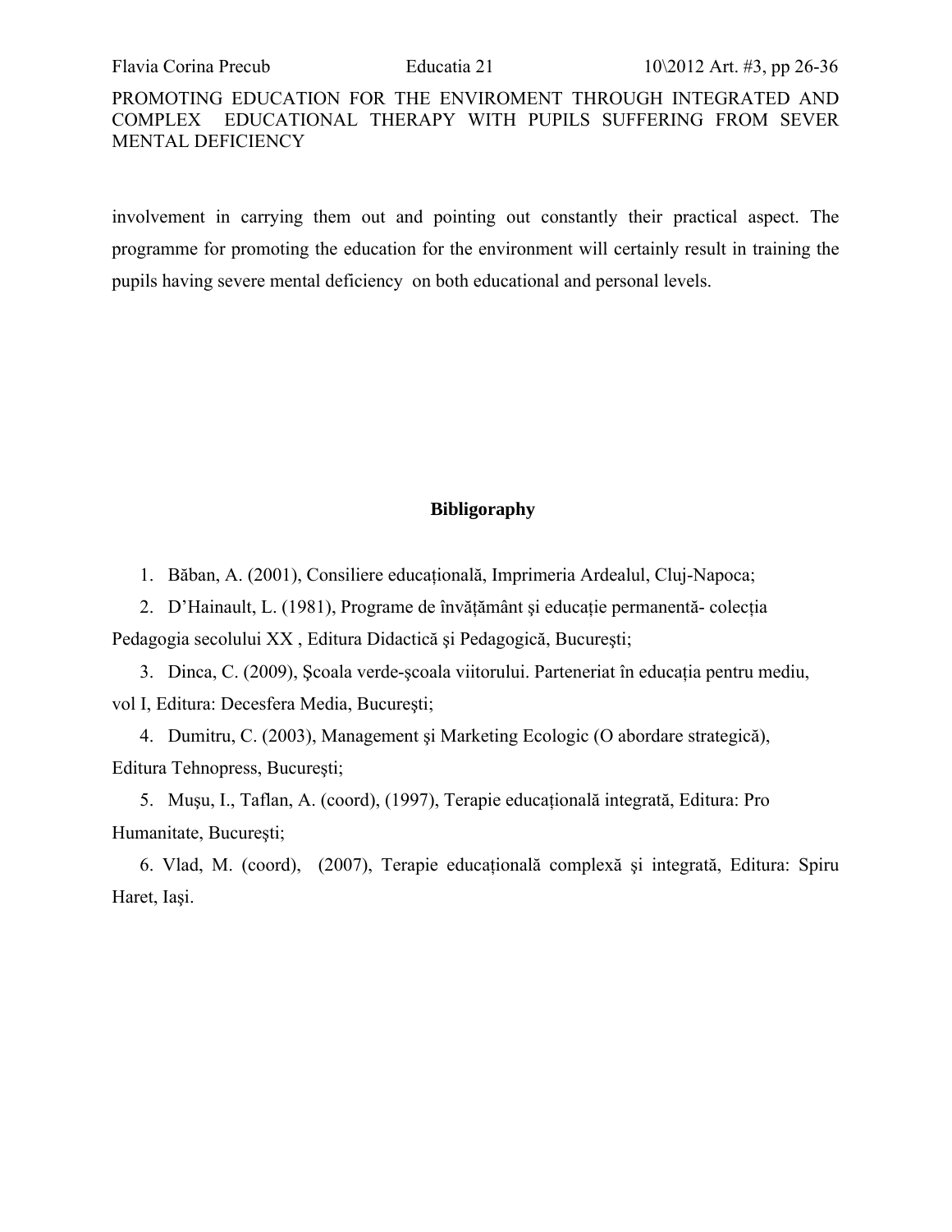involvement in carrying them out and pointing out constantly their practical aspect. The programme for promoting the education for the environment will certainly result in training the pupils having severe mental deficiency on both educational and personal levels.

**Bibligoraphy**

1. Băban, A. (2001), Consiliere educațională, Imprimeria Ardealul, Cluj-Napoca;
2. D'Hainault, L. (1981), Programe de învățământ și educație permanentă- colecția Pedagogia secolului XX , Editura Didactică şi Pedagogică, Bucureşti;
3. Dinca, C. (2009), Şcoala verde-şcoala viitorului. Parteneriat în educația pentru mediu, vol I, Editura: Decesfera Media, Bucureşti;
4. Dumitru, C. (2003), Management şi Marketing Ecologic (O abordare strategică), Editura Tehnopress, Bucureşti;
5. Muşu, I., Taflan, A. (coord), (1997), Terapie educațională integrată, Editura: Pro Humanitate, Bucureşti;
6. Vlad, M. (coord), (2007), Terapie educațională complexă şi integrată, Editura: Spiru Haret, Iaşi.